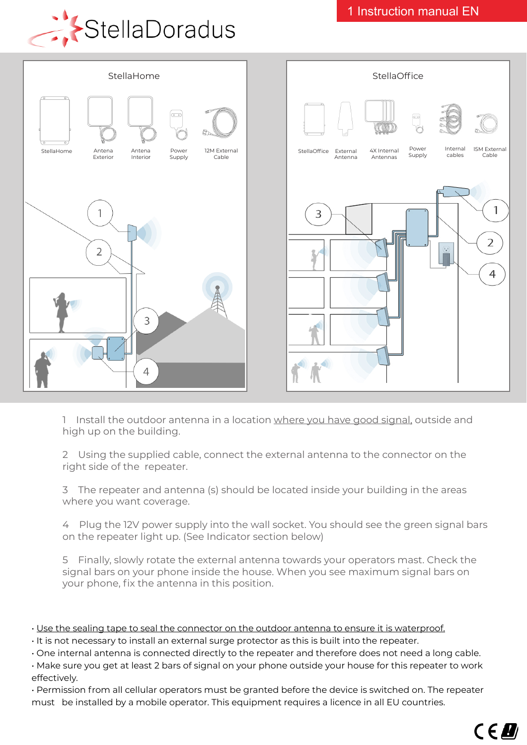# StellaDoradus

## 1 Instruction manual EN

### StellaHome

StellaHome | Antena Exterior | Antena Interior | Power Supply | 12M External Cable

### StellaOffice

StellaOffice | External Antenna | 4X Internal Antennas | Power Supply | Internal cables | 15M External Cable

1 Install the outdoor antenna in a location <u>where you have good signal,</u> outside and high up on the building.

2 Using the supplied cable, connect the external antenna to the connector on the right side of the repeater.

3 The repeater and antenna (s) should be located inside your building in the areas where you want coverage.

4 Plug the 12V power supply into the wall socket. You should see the green signal bars on the repeater light up. (See Indicator section below)

5 Finally, slowly rotate the external antenna towards your operators mast. Check the signal bars on your phone inside the house. When you see maximum signal bars on your phone, fix the antenna in this position.

- <u>Use the sealing tape to seal the connector on the outdoor antenna to ensure it is waterproof.</u>
- It is not necessary to install an external surge protector as this is built into the repeater.
- One internal antenna is connected directly to the repeater and therefore does not need a long cable.
- Make sure you get at least 2 bars of signal on your phone outside your house for this repeater to work effectively.
- Permission from all cellular operators must be granted before the device is switched on. The repeater must be installed by a mobile operator. This equipment requires a licence in all EU countries.

CE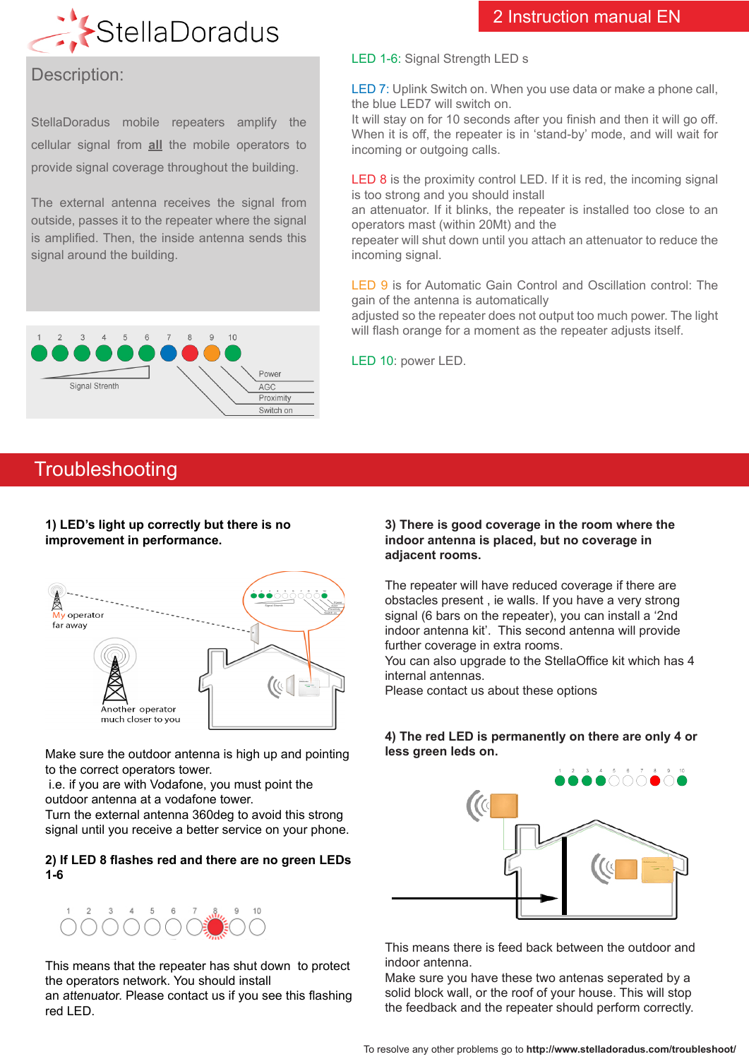StellaDoradus

## 2 Instruction manual EN

## Description:

StellaDoradus mobile repeaters amplify the cellular signal from **all** the mobile operators to provide signal coverage throughout the building.

The external antenna receives the signal from outside, passes it to the repeater where the signal is amplified. Then, the inside antenna sends this signal around the building.

1 2 3 4 5 6 7 8 9 10

Signal Strenth

Power

AGC

Proximity

Switch on

LED 1-6: Signal Strength LED s

LED 7: Uplink Switch on. When you use data or make a phone call, the blue LED7 will switch on.
It will stay on for 10 seconds after you finish and then it will go off. When it is off, the repeater is in 'stand-by' mode, and will wait for incoming or outgoing calls.

LED 8 is the proximity control LED. If it is red, the incoming signal is too strong and you should install
an attenuator. If it blinks, the repeater is installed too close to an operators mast (within 20Mt) and the
repeater will shut down until you attach an attenuator to reduce the incoming signal.

LED 9 is for Automatic Gain Control and Oscillation control: The gain of the antenna is automatically
adjusted so the repeater does not output too much power. The light will flash orange for a moment as the repeater adjusts itself.

LED 10: power LED.

## Troubleshooting

### 1) LED's light up correctly but there is no improvement in performance.

My operator far away

Another operator much closer to you

Make sure the outdoor antenna is high up and pointing to the correct operators tower.
i.e. if you are with Vodafone, you must point the outdoor antenna at a vodafone tower.
Turn the external antenna 360deg to avoid this strong signal until you receive a better service on your phone.

### 2) If LED 8 flashes red and there are no green LEDs 1-6

1 2 3 4 5 6 7 8 9 10

This means that the repeater has shut down to protect the operators network. You should install
an *attenuator*. Please contact us if you see this flashing red LED.

### 3) There is good coverage in the room where the indoor antenna is placed, but no coverage in adjacent rooms.

The repeater will have reduced coverage if there are obstacles present , ie walls. If you have a very strong signal (6 bars on the repeater), you can install a '2nd indoor antenna kit'. This second antenna will provide further coverage in extra rooms.
You can also upgrade to the StellaOffice kit which has 4 internal antennas.
Please contact us about these options

### 4) The red LED is permanently on there are only 4 or less green leds on.

1 2 3 4 5 6 7 8 9 10

This means there is feed back between the outdoor and indoor antenna.
Make sure you have these two antenas seperated by a solid block wall, or the roof of your house. This will stop the feedback and the repeater should perform correctly.

To resolve any other problems go to **http://www.stelladoradus.com/troubleshoot/**